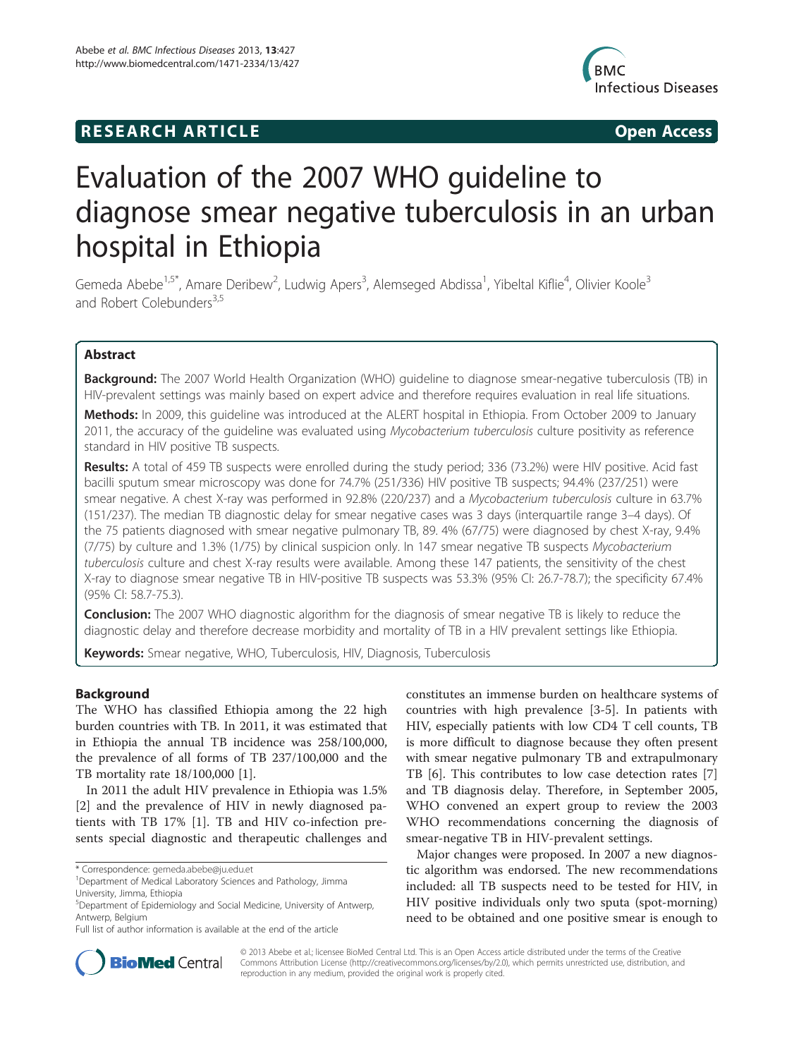**RESEARCH ARTICLE** **Open Access**

# Evaluation of the 2007 WHO guideline to diagnose smear negative tuberculosis in an urban hospital in Ethiopia

Gemeda Abebe[1,5*], Amare Deribew[2], Ludwig Apers[3], Alemseged Abdissa[1], Yibeltal Kiflie[4], Olivier Koole[3] and Robert Colebunders[3,5]

## Abstract

**Background:** The 2007 World Health Organization (WHO) guideline to diagnose smear-negative tuberculosis (TB) in HIV-prevalent settings was mainly based on expert advice and therefore requires evaluation in real life situations.

**Methods:** In 2009, this guideline was introduced at the ALERT hospital in Ethiopia. From October 2009 to January 2011, the accuracy of the guideline was evaluated using *Mycobacterium tuberculosis* culture positivity as reference standard in HIV positive TB suspects.

**Results:** A total of 459 TB suspects were enrolled during the study period; 336 (73.2%) were HIV positive. Acid fast bacilli sputum smear microscopy was done for 74.7% (251/336) HIV positive TB suspects; 94.4% (237/251) were smear negative. A chest X-ray was performed in 92.8% (220/237) and a *Mycobacterium tuberculosis* culture in 63.7% (151/237). The median TB diagnostic delay for smear negative cases was 3 days (interquartile range 3–4 days). Of the 75 patients diagnosed with smear negative pulmonary TB, 89. 4% (67/75) were diagnosed by chest X-ray, 9.4% (7/75) by culture and 1.3% (1/75) by clinical suspicion only. In 147 smear negative TB suspects *Mycobacterium tuberculosis* culture and chest X-ray results were available. Among these 147 patients, the sensitivity of the chest X-ray to diagnose smear negative TB in HIV-positive TB suspects was 53.3% (95% CI: 26.7-78.7); the specificity 67.4% (95% CI: 58.7-75.3).

**Conclusion:** The 2007 WHO diagnostic algorithm for the diagnosis of smear negative TB is likely to reduce the diagnostic delay and therefore decrease morbidity and mortality of TB in a HIV prevalent settings like Ethiopia.

**Keywords:** Smear negative, WHO, Tuberculosis, HIV, Diagnosis, Tuberculosis

## Background

The WHO has classified Ethiopia among the 22 high burden countries with TB. In 2011, it was estimated that in Ethiopia the annual TB incidence was 258/100,000, the prevalence of all forms of TB 237/100,000 and the TB mortality rate 18/100,000 [1].

In 2011 the adult HIV prevalence in Ethiopia was 1.5% [2] and the prevalence of HIV in newly diagnosed patients with TB 17% [1]. TB and HIV co-infection presents special diagnostic and therapeutic challenges and constitutes an immense burden on healthcare systems of countries with high prevalence [3-5]. In patients with HIV, especially patients with low CD4 T cell counts, TB is more difficult to diagnose because they often present with smear negative pulmonary TB and extrapulmonary TB [6]. This contributes to low case detection rates [7] and TB diagnosis delay. Therefore, in September 2005, WHO convened an expert group to review the 2003 WHO recommendations concerning the diagnosis of smear-negative TB in HIV-prevalent settings.

Major changes were proposed. In 2007 a new diagnostic algorithm was endorsed. The new recommendations included: all TB suspects need to be tested for HIV, in HIV positive individuals only two sputa (spot-morning) need to be obtained and one positive smear is enough to

\* Correspondence: gemeda.abebe@ju.edu.et
[1]Department of Medical Laboratory Sciences and Pathology, Jimma University, Jimma, Ethiopia
[5]Department of Epidemiology and Social Medicine, University of Antwerp, Antwerp, Belgium
Full list of author information is available at the end of the article

© 2013 Abebe et al.; licensee BioMed Central Ltd. This is an Open Access article distributed under the terms of the Creative Commons Attribution License (http://creativecommons.org/licenses/by/2.0), which permits unrestricted use, distribution, and reproduction in any medium, provided the original work is properly cited.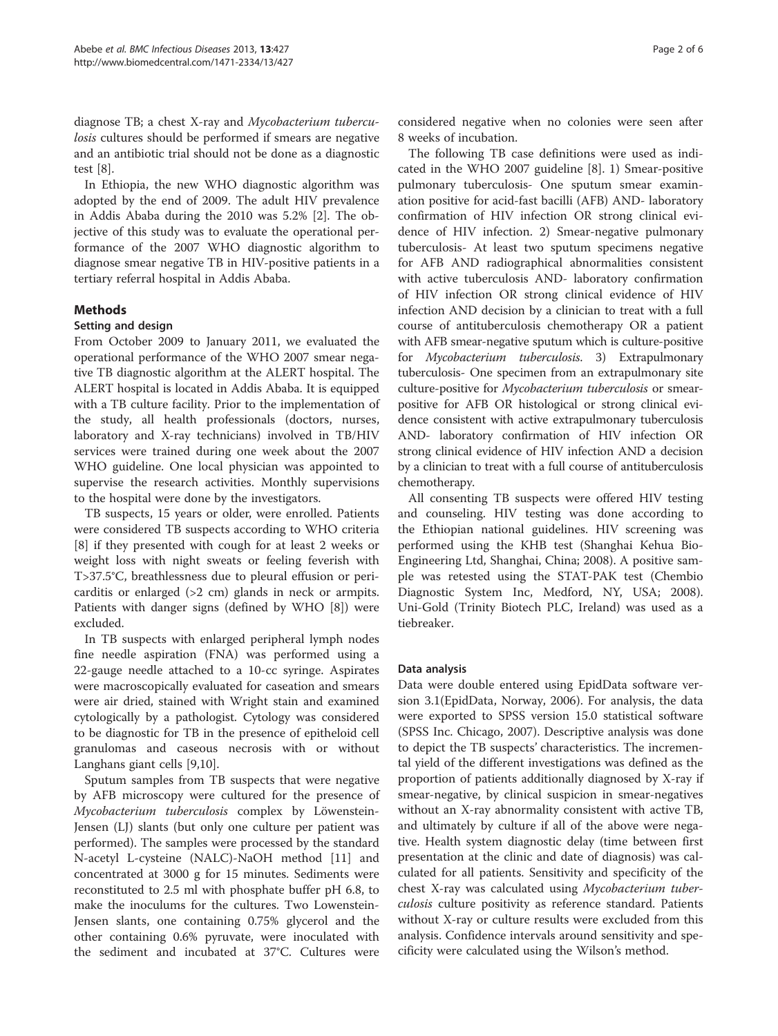diagnose TB; a chest X-ray and *Mycobacterium tuberculosis* cultures should be performed if smears are negative and an antibiotic trial should not be done as a diagnostic test [8].

In Ethiopia, the new WHO diagnostic algorithm was adopted by the end of 2009. The adult HIV prevalence in Addis Ababa during the 2010 was 5.2% [2]. The objective of this study was to evaluate the operational performance of the 2007 WHO diagnostic algorithm to diagnose smear negative TB in HIV-positive patients in a tertiary referral hospital in Addis Ababa.

## Methods

### Setting and design

From October 2009 to January 2011, we evaluated the operational performance of the WHO 2007 smear negative TB diagnostic algorithm at the ALERT hospital. The ALERT hospital is located in Addis Ababa. It is equipped with a TB culture facility. Prior to the implementation of the study, all health professionals (doctors, nurses, laboratory and X-ray technicians) involved in TB/HIV services were trained during one week about the 2007 WHO guideline. One local physician was appointed to supervise the research activities. Monthly supervisions to the hospital were done by the investigators.

TB suspects, 15 years or older, were enrolled. Patients were considered TB suspects according to WHO criteria [8] if they presented with cough for at least 2 weeks or weight loss with night sweats or feeling feverish with T>37.5°C, breathlessness due to pleural effusion or pericarditis or enlarged (>2 cm) glands in neck or armpits. Patients with danger signs (defined by WHO [8]) were excluded.

In TB suspects with enlarged peripheral lymph nodes fine needle aspiration (FNA) was performed using a 22-gauge needle attached to a 10-cc syringe. Aspirates were macroscopically evaluated for caseation and smears were air dried, stained with Wright stain and examined cytologically by a pathologist. Cytology was considered to be diagnostic for TB in the presence of epitheloid cell granulomas and caseous necrosis with or without Langhans giant cells [9,10].

Sputum samples from TB suspects that were negative by AFB microscopy were cultured for the presence of *Mycobacterium tuberculosis* complex by Löwenstein-Jensen (LJ) slants (but only one culture per patient was performed). The samples were processed by the standard N-acetyl L-cysteine (NALC)-NaOH method [11] and concentrated at 3000 g for 15 minutes. Sediments were reconstituted to 2.5 ml with phosphate buffer pH 6.8, to make the inoculums for the cultures. Two Lowenstein-Jensen slants, one containing 0.75% glycerol and the other containing 0.6% pyruvate, were inoculated with the sediment and incubated at 37°C. Cultures were considered negative when no colonies were seen after 8 weeks of incubation.

The following TB case definitions were used as indicated in the WHO 2007 guideline [8]. 1) Smear-positive pulmonary tuberculosis- One sputum smear examination positive for acid-fast bacilli (AFB) AND- laboratory confirmation of HIV infection OR strong clinical evidence of HIV infection. 2) Smear-negative pulmonary tuberculosis- At least two sputum specimens negative for AFB AND radiographical abnormalities consistent with active tuberculosis AND- laboratory confirmation of HIV infection OR strong clinical evidence of HIV infection AND decision by a clinician to treat with a full course of antituberculosis chemotherapy OR a patient with AFB smear-negative sputum which is culture-positive for *Mycobacterium tuberculosis*. 3) Extrapulmonary tuberculosis- One specimen from an extrapulmonary site culture-positive for *Mycobacterium tuberculosis* or smear-positive for AFB OR histological or strong clinical evidence consistent with active extrapulmonary tuberculosis AND- laboratory confirmation of HIV infection OR strong clinical evidence of HIV infection AND a decision by a clinician to treat with a full course of antituberculosis chemotherapy.

All consenting TB suspects were offered HIV testing and counseling. HIV testing was done according to the Ethiopian national guidelines. HIV screening was performed using the KHB test (Shanghai Kehua Bio-Engineering Ltd, Shanghai, China; 2008). A positive sample was retested using the STAT-PAK test (Chembio Diagnostic System Inc, Medford, NY, USA; 2008). Uni-Gold (Trinity Biotech PLC, Ireland) was used as a tiebreaker.

### Data analysis

Data were double entered using EpidData software version 3.1(EpidData, Norway, 2006). For analysis, the data were exported to SPSS version 15.0 statistical software (SPSS Inc. Chicago, 2007). Descriptive analysis was done to depict the TB suspects' characteristics. The incremental yield of the different investigations was defined as the proportion of patients additionally diagnosed by X-ray if smear-negative, by clinical suspicion in smear-negatives without an X-ray abnormality consistent with active TB, and ultimately by culture if all of the above were negative. Health system diagnostic delay (time between first presentation at the clinic and date of diagnosis) was calculated for all patients. Sensitivity and specificity of the chest X-ray was calculated using *Mycobacterium tuberculosis* culture positivity as reference standard. Patients without X-ray or culture results were excluded from this analysis. Confidence intervals around sensitivity and specificity were calculated using the Wilson's method.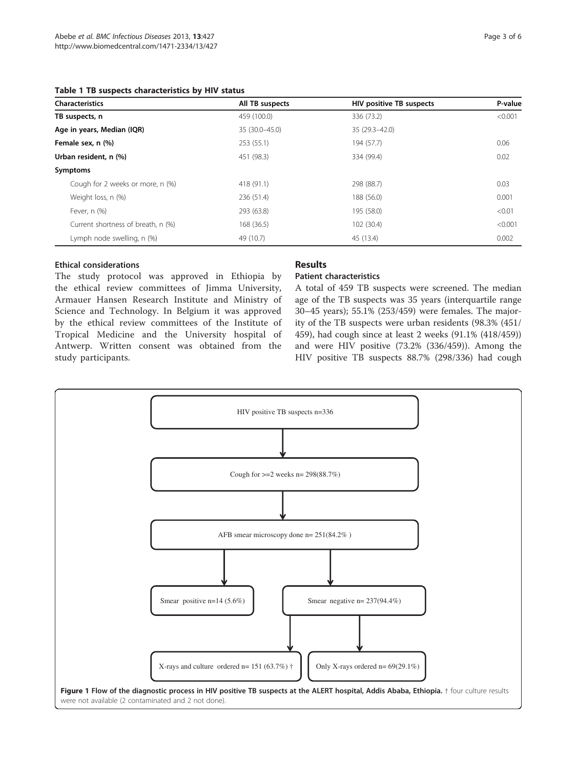**Table 1 TB suspects characteristics by HIV status**

| Characteristics | All TB suspects | HIV positive TB suspects | P-value |
|---|---|---|---|
| **TB suspects, n** | 459 (100.0) | 336 (73.2) | <0.001 |
| **Age in years, Median (IQR)** | 35 (30.0–45.0) | 35 (29.3–42.0) | |
| **Female sex, n (%)** | 253 (55.1) | 194 (57.7) | 0.06 |
| **Urban resident, n (%)** | 451 (98.3) | 334 (99.4) | 0.02 |
| **Symptoms** | | | |
| Cough for 2 weeks or more, n (%) | 418 (91.1) | 298 (88.7) | 0.03 |
| Weight loss, n (%) | 236 (51.4) | 188 (56.0) | 0.001 |
| Fever, n (%) | 293 (63.8) | 195 (58.0) | <0.01 |
| Current shortness of breath, n (%) | 168 (36.5) | 102 (30.4) | <0.001 |
| Lymph node swelling, n (%) | 49 (10.7) | 45 (13.4) | 0.002 |

### Ethical considerations

The study protocol was approved in Ethiopia by the ethical review committees of Jimma University, Armauer Hansen Research Institute and Ministry of Science and Technology. In Belgium it was approved by the ethical review committees of the Institute of Tropical Medicine and the University hospital of Antwerp. Written consent was obtained from the study participants.

## Results

### Patient characteristics

A total of 459 TB suspects were screened. The median age of the TB suspects was 35 years (interquartile range 30–45 years); 55.1% (253/459) were females. The majority of the TB suspects were urban residents (98.3% (451/459), had cough since at least 2 weeks (91.1% (418/459)) and were HIV positive (73.2% (336/459)). Among the HIV positive TB suspects 88.7% (298/336) had cough

HIV positive TB suspects n=336

Cough for >=2 weeks n= 298(88.7%)

AFB smear microscopy done n= 251(84.2% )

Smear positive n=14 (5.6%)

Smear negative n= 237(94.4%)

X-rays and culture ordered n= 151 (63.7%) †

Only X-rays ordered n= 69(29.1%)

**Figure 1 Flow of the diagnostic process in HIV positive TB suspects at the ALERT hospital, Addis Ababa, Ethiopia.** † four culture results were not available (2 contaminated and 2 not done).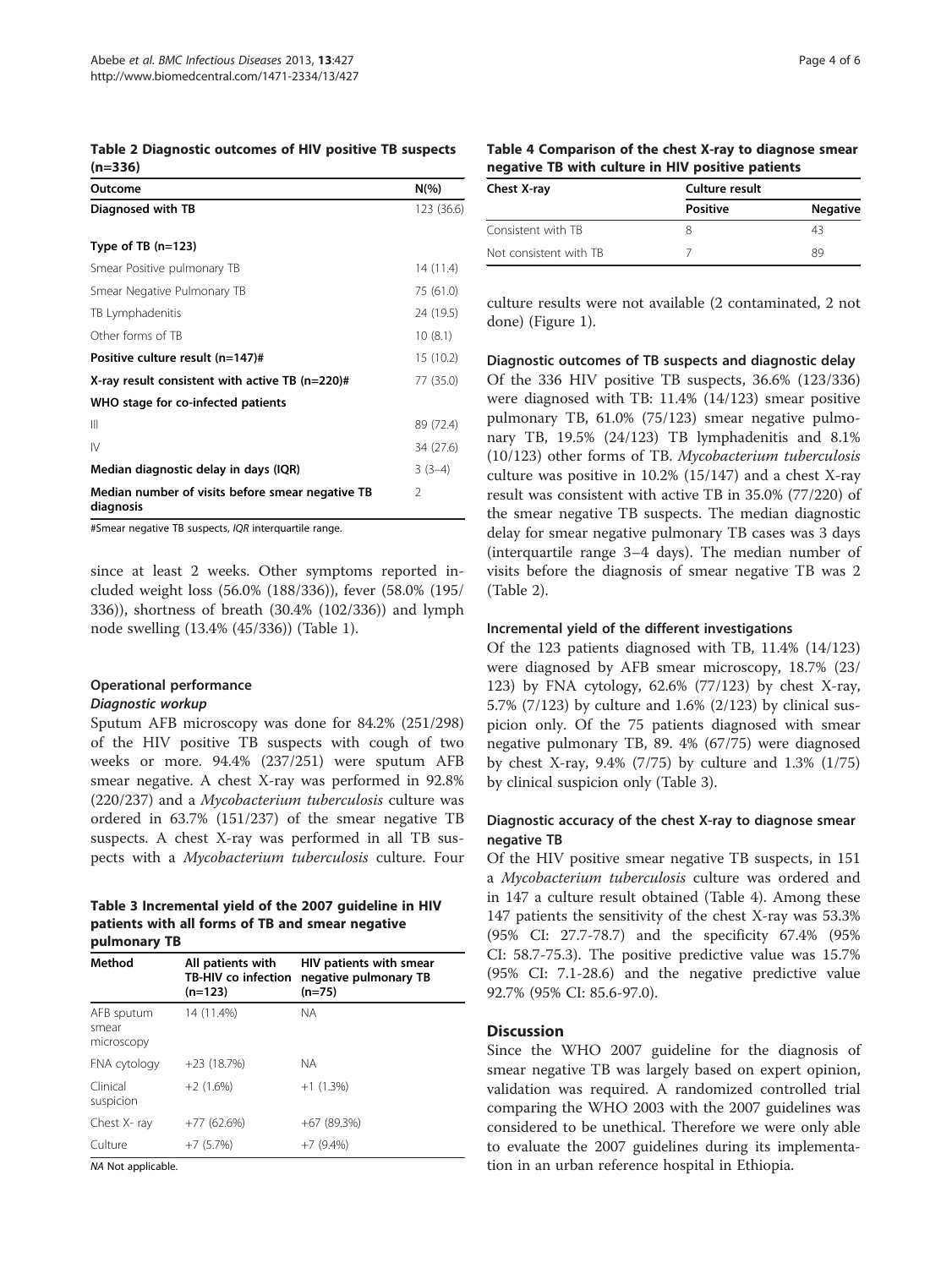**Table 2 Diagnostic outcomes of HIV positive TB suspects (n=336)**

| Outcome | N(%) |
|---|---|
| **Diagnosed with TB** | 123 (36.6) |
| **Type of TB (n=123)** | |
| Smear Positive pulmonary TB | 14 (11.4) |
| Smear Negative Pulmonary TB | 75 (61.0) |
| TB Lymphadenitis | 24 (19.5) |
| Other forms of TB | 10 (8.1) |
| **Positive culture result (n=147)#** | 15 (10.2) |
| **X-ray result consistent with active TB (n=220)#** | 77 (35.0) |
| **WHO stage for co-infected patients** | |
| III | 89 (72.4) |
| IV | 34 (27.6) |
| **Median diagnostic delay in days (IQR)** | 3 (3–4) |
| **Median number of visits before smear negative TB diagnosis** | 2 |

#Smear negative TB suspects, *IQR* interquartile range.

since at least 2 weeks. Other symptoms reported included weight loss (56.0% (188/336)), fever (58.0% (195/336)), shortness of breath (30.4% (102/336)) and lymph node swelling (13.4% (45/336)) (Table 1).

### Operational performance

#### *Diagnostic workup*

Sputum AFB microscopy was done for 84.2% (251/298) of the HIV positive TB suspects with cough of two weeks or more. 94.4% (237/251) were sputum AFB smear negative. A chest X-ray was performed in 92.8% (220/237) and a *Mycobacterium tuberculosis* culture was ordered in 63.7% (151/237) of the smear negative TB suspects. A chest X-ray was performed in all TB suspects with a *Mycobacterium tuberculosis* culture. Four culture results were not available (2 contaminated, 2 not done) (Figure 1).

**Table 3 Incremental yield of the 2007 guideline in HIV patients with all forms of TB and smear negative pulmonary TB**

| Method | All patients with TB-HIV co infection (n=123) | HIV patients with smear negative pulmonary TB (n=75) |
|---|---|---|
| AFB sputum smear microscopy | 14 (11.4%) | NA |
| FNA cytology | +23 (18.7%) | NA |
| Clinical suspicion | +2 (1.6%) | +1 (1.3%) |
| Chest X- ray | +77 (62.6%) | +67 (89.3%) |
| Culture | +7 (5.7%) | +7 (9.4%) |

*NA* Not applicable.

**Table 4 Comparison of the chest X-ray to diagnose smear negative TB with culture in HIV positive patients**

| Chest X-ray | Culture result | |
|---|---|---|
| | **Positive** | **Negative** |
| Consistent with TB | 8 | 43 |
| Not consistent with TB | 7 | 89 |

### Diagnostic outcomes of TB suspects and diagnostic delay

Of the 336 HIV positive TB suspects, 36.6% (123/336) were diagnosed with TB: 11.4% (14/123) smear positive pulmonary TB, 61.0% (75/123) smear negative pulmonary TB, 19.5% (24/123) TB lymphadenitis and 8.1% (10/123) other forms of TB. *Mycobacterium tuberculosis* culture was positive in 10.2% (15/147) and a chest X-ray result was consistent with active TB in 35.0% (77/220) of the smear negative TB suspects. The median diagnostic delay for smear negative pulmonary TB cases was 3 days (interquartile range 3–4 days). The median number of visits before the diagnosis of smear negative TB was 2 (Table 2).

### Incremental yield of the different investigations

Of the 123 patients diagnosed with TB, 11.4% (14/123) were diagnosed by AFB smear microscopy, 18.7% (23/123) by FNA cytology, 62.6% (77/123) by chest X-ray, 5.7% (7/123) by culture and 1.6% (2/123) by clinical suspicion only. Of the 75 patients diagnosed with smear negative pulmonary TB, 89. 4% (67/75) were diagnosed by chest X-ray, 9.4% (7/75) by culture and 1.3% (1/75) by clinical suspicion only (Table 3).

### Diagnostic accuracy of the chest X-ray to diagnose smear negative TB

Of the HIV positive smear negative TB suspects, in 151 a *Mycobacterium tuberculosis* culture was ordered and in 147 a culture result obtained (Table 4). Among these 147 patients the sensitivity of the chest X-ray was 53.3% (95% CI: 27.7-78.7) and the specificity 67.4% (95% CI: 58.7-75.3). The positive predictive value was 15.7% (95% CI: 7.1-28.6) and the negative predictive value 92.7% (95% CI: 85.6-97.0).

## Discussion

Since the WHO 2007 guideline for the diagnosis of smear negative TB was largely based on expert opinion, validation was required. A randomized controlled trial comparing the WHO 2003 with the 2007 guidelines was considered to be unethical. Therefore we were only able to evaluate the 2007 guidelines during its implementation in an urban reference hospital in Ethiopia.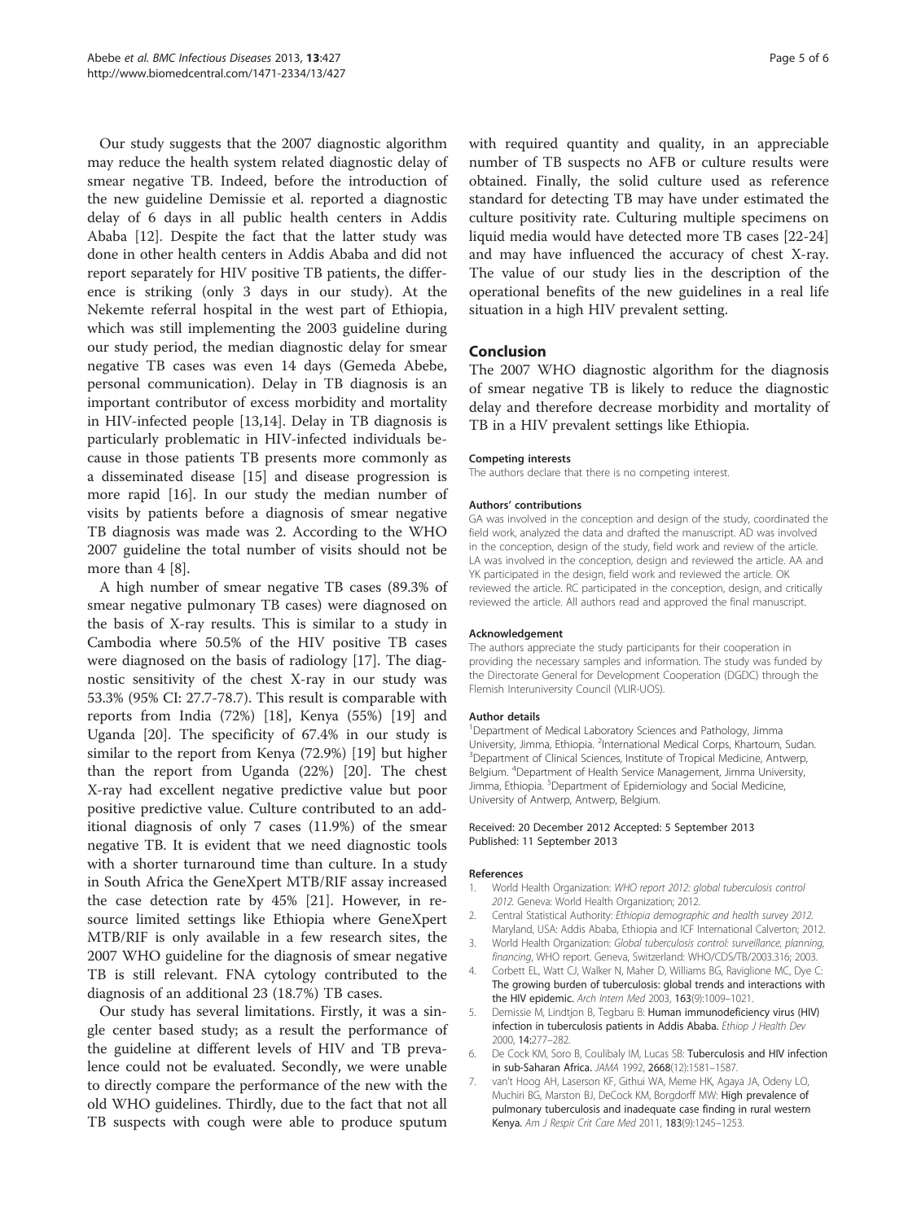Our study suggests that the 2007 diagnostic algorithm may reduce the health system related diagnostic delay of smear negative TB. Indeed, before the introduction of the new guideline Demissie et al. reported a diagnostic delay of 6 days in all public health centers in Addis Ababa [12]. Despite the fact that the latter study was done in other health centers in Addis Ababa and did not report separately for HIV positive TB patients, the difference is striking (only 3 days in our study). At the Nekemte referral hospital in the west part of Ethiopia, which was still implementing the 2003 guideline during our study period, the median diagnostic delay for smear negative TB cases was even 14 days (Gemeda Abebe, personal communication). Delay in TB diagnosis is an important contributor of excess morbidity and mortality in HIV-infected people [13,14]. Delay in TB diagnosis is particularly problematic in HIV-infected individuals because in those patients TB presents more commonly as a disseminated disease [15] and disease progression is more rapid [16]. In our study the median number of visits by patients before a diagnosis of smear negative TB diagnosis was made was 2. According to the WHO 2007 guideline the total number of visits should not be more than 4 [8].

A high number of smear negative TB cases (89.3% of smear negative pulmonary TB cases) were diagnosed on the basis of X-ray results. This is similar to a study in Cambodia where 50.5% of the HIV positive TB cases were diagnosed on the basis of radiology [17]. The diagnostic sensitivity of the chest X-ray in our study was 53.3% (95% CI: 27.7-78.7). This result is comparable with reports from India (72%) [18], Kenya (55%) [19] and Uganda [20]. The specificity of 67.4% in our study is similar to the report from Kenya (72.9%) [19] but higher than the report from Uganda (22%) [20]. The chest X-ray had excellent negative predictive value but poor positive predictive value. Culture contributed to an additional diagnosis of only 7 cases (11.9%) of the smear negative TB. It is evident that we need diagnostic tools with a shorter turnaround time than culture. In a study in South Africa the GeneXpert MTB/RIF assay increased the case detection rate by 45% [21]. However, in resource limited settings like Ethiopia where GeneXpert MTB/RIF is only available in a few research sites, the 2007 WHO guideline for the diagnosis of smear negative TB is still relevant. FNA cytology contributed to the diagnosis of an additional 23 (18.7%) TB cases.

Our study has several limitations. Firstly, it was a single center based study; as a result the performance of the guideline at different levels of HIV and TB prevalence could not be evaluated. Secondly, we were unable to directly compare the performance of the new with the old WHO guidelines. Thirdly, due to the fact that not all TB suspects with cough were able to produce sputum with required quantity and quality, in an appreciable number of TB suspects no AFB or culture results were obtained. Finally, the solid culture used as reference standard for detecting TB may have under estimated the culture positivity rate. Culturing multiple specimens on liquid media would have detected more TB cases [22-24] and may have influenced the accuracy of chest X-ray. The value of our study lies in the description of the operational benefits of the new guidelines in a real life situation in a high HIV prevalent setting.

## Conclusion

The 2007 WHO diagnostic algorithm for the diagnosis of smear negative TB is likely to reduce the diagnostic delay and therefore decrease morbidity and mortality of TB in a HIV prevalent settings like Ethiopia.

#### Competing interests

The authors declare that there is no competing interest.

#### Authors' contributions

GA was involved in the conception and design of the study, coordinated the field work, analyzed the data and drafted the manuscript. AD was involved in the conception, design of the study, field work and review of the article. LA was involved in the conception, design and reviewed the article. AA and YK participated in the design, field work and reviewed the article. OK reviewed the article. RC participated in the conception, design, and critically reviewed the article. All authors read and approved the final manuscript.

#### Acknowledgement

The authors appreciate the study participants for their cooperation in providing the necessary samples and information. The study was funded by the Directorate General for Development Cooperation (DGDC) through the Flemish Interuniversity Council (VLIR-UOS).

#### Author details

[1]Department of Medical Laboratory Sciences and Pathology, Jimma University, Jimma, Ethiopia. [2]International Medical Corps, Khartoum, Sudan. [3]Department of Clinical Sciences, Institute of Tropical Medicine, Antwerp, Belgium. [4]Department of Health Service Management, Jimma University, Jimma, Ethiopia. [5]Department of Epidemiology and Social Medicine, University of Antwerp, Antwerp, Belgium.

Received: 20 December 2012 Accepted: 5 September 2013
Published: 11 September 2013

#### References

1. World Health Organization: *WHO report 2012: global tuberculosis control 2012.* Geneva: World Health Organization; 2012.
2. Central Statistical Authority: *Ethiopia demographic and health survey 2012.* Maryland, USA: Addis Ababa, Ethiopia and ICF International Calverton; 2012.
3. World Health Organization: *Global tuberculosis control: surveillance, planning, financing*, WHO report. Geneva, Switzerland: WHO/CDS/TB/2003.316; 2003.
4. Corbett EL, Watt CJ, Walker N, Maher D, Williams BG, Raviglione MC, Dye C: **The growing burden of tuberculosis: global trends and interactions with the HIV epidemic.** *Arch Intern Med* 2003, **163**(9):1009–1021.
5. Demissie M, Lindtjon B, Tegbaru B: **Human immunodeficiency virus (HIV) infection in tuberculosis patients in Addis Ababa.** *Ethiop J Health Dev* 2000, **14:**277–282.
6. De Cock KM, Soro B, Coulibaly IM, Lucas SB: **Tuberculosis and HIV infection in sub-Saharan Africa.** *JAMA* 1992, **2668**(12):1581–1587.
7. van't Hoog AH, Laserson KF, Githui WA, Meme HK, Agaya JA, Odeny LO, Muchiri BG, Marston BJ, DeCock KM, Borgdorff MW: **High prevalence of pulmonary tuberculosis and inadequate case finding in rural western Kenya.** *Am J Respir Crit Care Med* 2011, **183**(9):1245–1253.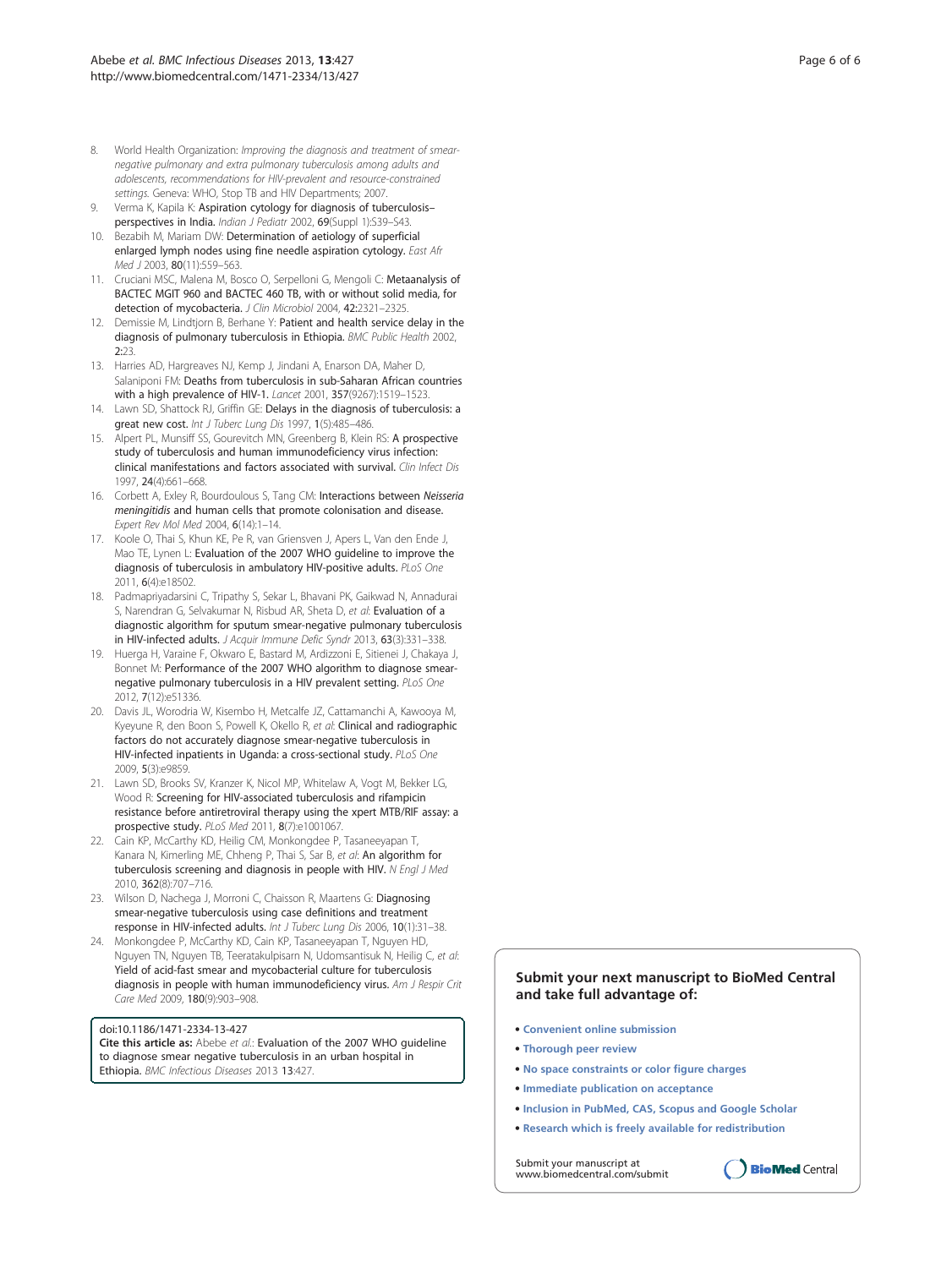8. World Health Organization: *Improving the diagnosis and treatment of smear-negative pulmonary and extra pulmonary tuberculosis among adults and adolescents, recommendations for HIV-prevalent and resource-constrained settings.* Geneva: WHO, Stop TB and HIV Departments; 2007.
9. Verma K, Kapila K: **Aspiration cytology for diagnosis of tuberculosis–perspectives in India.** *Indian J Pediatr* 2002, **69**(Suppl 1):S39–S43.
10. Bezabih M, Mariam DW: **Determination of aetiology of superficial enlarged lymph nodes using fine needle aspiration cytology.** *East Afr Med J* 2003, **80**(11):559–563.
11. Cruciani MSC, Malena M, Bosco O, Serpelloni G, Mengoli C: **Metaanalysis of BACTEC MGIT 960 and BACTEC 460 TB, with or without solid media, for detection of mycobacteria.** *J Clin Microbiol* 2004, **42:**2321–2325.
12. Demissie M, Lindtjorn B, Berhane Y: **Patient and health service delay in the diagnosis of pulmonary tuberculosis in Ethiopia.** *BMC Public Health* 2002, **2:**23.
13. Harries AD, Hargreaves NJ, Kemp J, Jindani A, Enarson DA, Maher D, Salaniponi FM: **Deaths from tuberculosis in sub-Saharan African countries with a high prevalence of HIV-1.** *Lancet* 2001, **357**(9267):1519–1523.
14. Lawn SD, Shattock RJ, Griffin GE: **Delays in the diagnosis of tuberculosis: a great new cost.** *Int J Tuberc Lung Dis* 1997, **1**(5):485–486.
15. Alpert PL, Munsiff SS, Gourevitch MN, Greenberg B, Klein RS: **A prospective study of tuberculosis and human immunodeficiency virus infection: clinical manifestations and factors associated with survival.** *Clin Infect Dis* 1997, **24**(4):661–668.
16. Corbett A, Exley R, Bourdoulous S, Tang CM: **Interactions between *Neisseria meningitidis* and human cells that promote colonisation and disease.** *Expert Rev Mol Med* 2004, **6**(14):1–14.
17. Koole O, Thai S, Khun KE, Pe R, van Griensven J, Apers L, Van den Ende J, Mao TE, Lynen L: **Evaluation of the 2007 WHO guideline to improve the diagnosis of tuberculosis in ambulatory HIV-positive adults.** *PLoS One* 2011, **6**(4):e18502.
18. Padmapriyadarsini C, Tripathy S, Sekar L, Bhavani PK, Gaikwad N, Annadurai S, Narendran G, Selvakumar N, Risbud AR, Sheta D, *et al*: **Evaluation of a diagnostic algorithm for sputum smear-negative pulmonary tuberculosis in HIV-infected adults.** *J Acquir Immune Defic Syndr* 2013, **63**(3):331–338.
19. Huerga H, Varaine F, Okwaro E, Bastard M, Ardizzoni E, Sitienei J, Chakaya J, Bonnet M: **Performance of the 2007 WHO algorithm to diagnose smear-negative pulmonary tuberculosis in a HIV prevalent setting.** *PLoS One* 2012, **7**(12):e51336.
20. Davis JL, Worodria W, Kisembo H, Metcalfe JZ, Cattamanchi A, Kawooya M, Kyeyune R, den Boon S, Powell K, Okello R, *et al*: **Clinical and radiographic factors do not accurately diagnose smear-negative tuberculosis in HIV-infected inpatients in Uganda: a cross-sectional study.** *PLoS One* 2009, **5**(3):e9859.
21. Lawn SD, Brooks SV, Kranzer K, Nicol MP, Whitelaw A, Vogt M, Bekker LG, Wood R: **Screening for HIV-associated tuberculosis and rifampicin resistance before antiretroviral therapy using the xpert MTB/RIF assay: a prospective study.** *PLoS Med* 2011, **8**(7):e1001067.
22. Cain KP, McCarthy KD, Heilig CM, Monkongdee P, Tasaneeyapan T, Kanara N, Kimerling ME, Chheng P, Thai S, Sar B, *et al*: **An algorithm for tuberculosis screening and diagnosis in people with HIV.** *N Engl J Med* 2010, **362**(8):707–716.
23. Wilson D, Nachega J, Morroni C, Chaisson R, Maartens G: **Diagnosing smear-negative tuberculosis using case definitions and treatment response in HIV-infected adults.** *Int J Tuberc Lung Dis* 2006, **10**(1):31–38.
24. Monkongdee P, McCarthy KD, Cain KP, Tasaneeyapan T, Nguyen HD, Nguyen TN, Nguyen TB, Teeratakulpisarn N, Udomsantisuk N, Heilig C, *et al*: **Yield of acid-fast smear and mycobacterial culture for tuberculosis diagnosis in people with human immunodeficiency virus.** *Am J Respir Crit Care Med* 2009, **180**(9):903–908.

doi:10.1186/1471-2334-13-427

**Cite this article as:** Abebe *et al.*: Evaluation of the 2007 WHO guideline to diagnose smear negative tuberculosis in an urban hospital in Ethiopia. *BMC Infectious Diseases* 2013 **13**:427.

**Submit your next manuscript to BioMed Central and take full advantage of:**

- **Convenient online submission**
- **Thorough peer review**
- **No space constraints or color figure charges**
- **Immediate publication on acceptance**
- **Inclusion in PubMed, CAS, Scopus and Google Scholar**
- **Research which is freely available for redistribution**

Submit your manuscript at
www.biomedcentral.com/submit

BioMed Central